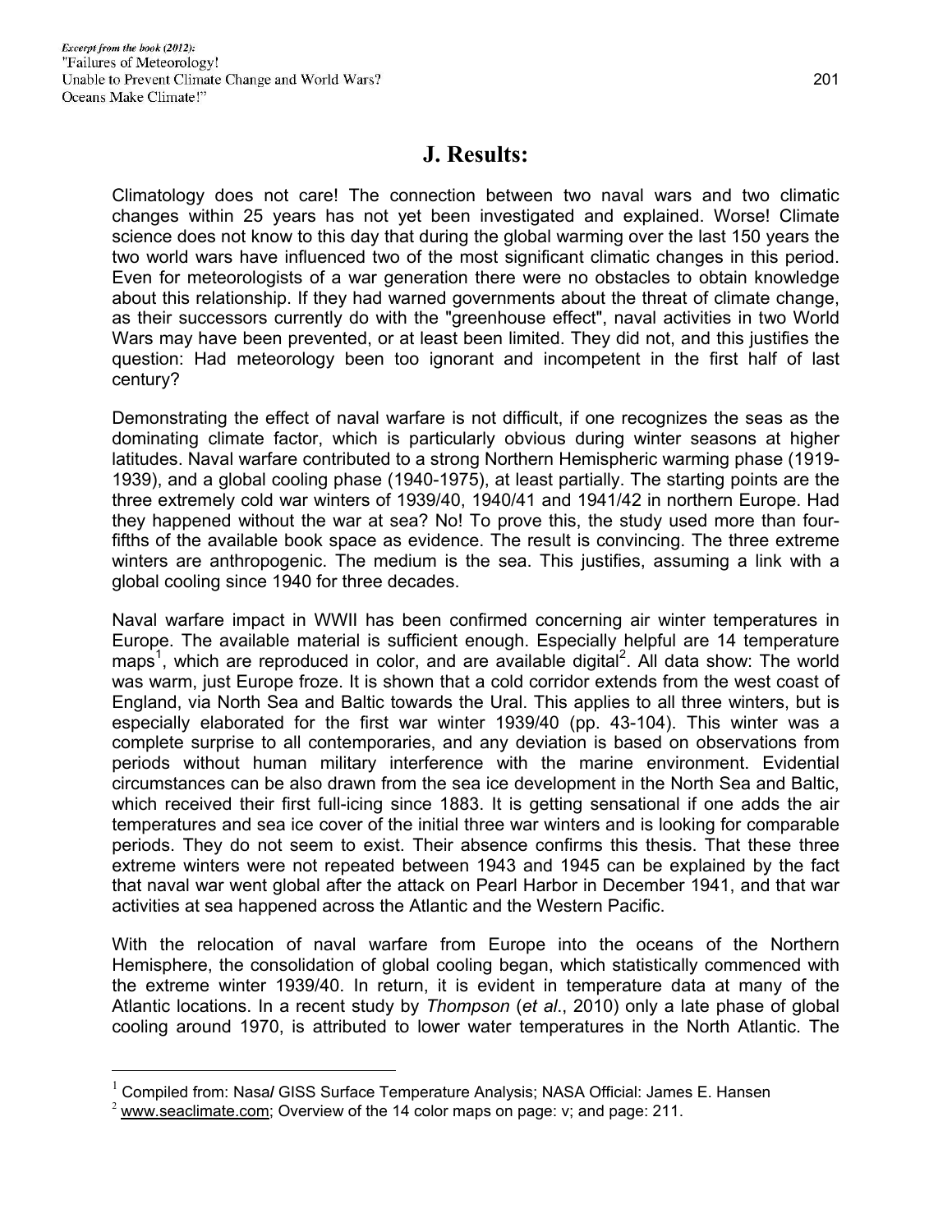# J. Results:

Climatology does not care! The connection between two naval wars and two climatic changes within 25 years has not yet been investigated and explained. Worse! Climate science does not know to this day that during the global warming over the last 150 years the two world wars have influenced two of the most significant climatic changes in this period. Even for meteorologists of a war generation there were no obstacles to obtain knowledge about this relationship. If they had warned governments about the threat of climate change, as their successors currently do with the "greenhouse effect", naval activities in two World Wars may have been prevented, or at least been limited. They did not, and this justifies the question: Had meteorology been too ignorant and incompetent in the first half of last century?

Demonstrating the effect of naval warfare is not difficult, if one recognizes the seas as the dominating climate factor, which is particularly obvious during winter seasons at higher latitudes. Naval warfare contributed to a strong Northern Hemispheric warming phase (1919-1939), and a global cooling phase (1940-1975), at least partially. The starting points are the three extremely cold war winters of 1939/40, 1940/41 and 1941/42 in northern Europe. Had they happened without the war at sea? No! To prove this, the study used more than four-fifths of the available book space as evidence. The result is convincing. The three extreme winters are anthropogenic. The medium is the sea. This justifies, assuming a link with a global cooling since 1940 for three decades.

Naval warfare impact in WWII has been confirmed concerning air winter temperatures in Europe. The available material is sufficient enough. Especially helpful are 14 temperature maps[1], which are reproduced in color, and are available digital[2]. All data show: The world was warm, just Europe froze. It is shown that a cold corridor extends from the west coast of England, via North Sea and Baltic towards the Ural. This applies to all three winters, but is especially elaborated for the first war winter 1939/40 (pp. 43-104). This winter was a complete surprise to all contemporaries, and any deviation is based on observations from periods without human military interference with the marine environment. Evidential circumstances can be also drawn from the sea ice development in the North Sea and Baltic, which received their first full-icing since 1883. It is getting sensational if one adds the air temperatures and sea ice cover of the initial three war winters and is looking for comparable periods. They do not seem to exist. Their absence confirms this thesis. That these three extreme winters were not repeated between 1943 and 1945 can be explained by the fact that naval war went global after the attack on Pearl Harbor in December 1941, and that war activities at sea happened across the Atlantic and the Western Pacific.

With the relocation of naval warfare from Europe into the oceans of the Northern Hemisphere, the consolidation of global cooling began, which statistically commenced with the extreme winter 1939/40. In return, it is evident in temperature data at many of the Atlantic locations. In a recent study by *Thompson* (*et al*., 2010) only a late phase of global cooling around 1970, is attributed to lower water temperatures in the North Atlantic. The

---

[1] Compiled from: Nasa/ GISS Surface Temperature Analysis; NASA Official: James E. Hansen

[2] www.seaclimate.com; Overview of the 14 color maps on page: v; and page: 211.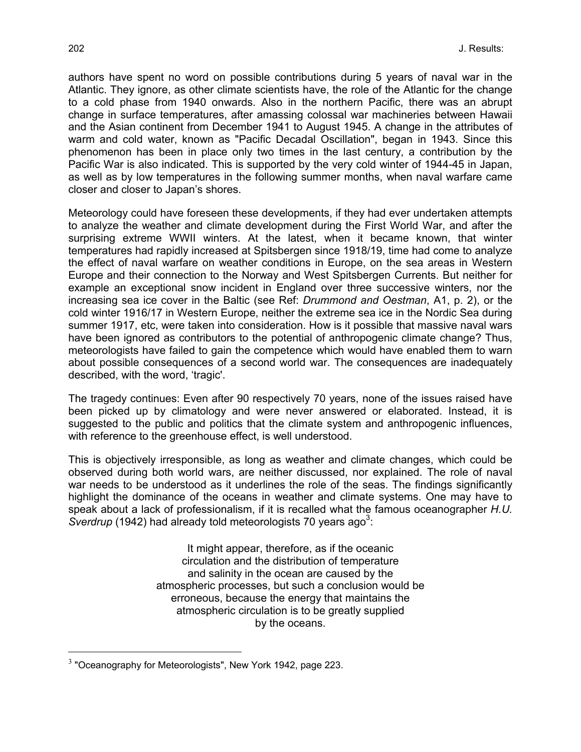authors have spent no word on possible contributions during 5 years of naval war in the Atlantic. They ignore, as other climate scientists have, the role of the Atlantic for the change to a cold phase from 1940 onwards. Also in the northern Pacific, there was an abrupt change in surface temperatures, after amassing colossal war machineries between Hawaii and the Asian continent from December 1941 to August 1945. A change in the attributes of warm and cold water, known as "Pacific Decadal Oscillation", began in 1943. Since this phenomenon has been in place only two times in the last century, a contribution by the Pacific War is also indicated. This is supported by the very cold winter of 1944-45 in Japan, as well as by low temperatures in the following summer months, when naval warfare came closer and closer to Japan's shores.

Meteorology could have foreseen these developments, if they had ever undertaken attempts to analyze the weather and climate development during the First World War, and after the surprising extreme WWII winters. At the latest, when it became known, that winter temperatures had rapidly increased at Spitsbergen since 1918/19, time had come to analyze the effect of naval warfare on weather conditions in Europe, on the sea areas in Western Europe and their connection to the Norway and West Spitsbergen Currents. But neither for example an exceptional snow incident in England over three successive winters, nor the increasing sea ice cover in the Baltic (see Ref: *Drummond and Oestman*, A1, p. 2), or the cold winter 1916/17 in Western Europe, neither the extreme sea ice in the Nordic Sea during summer 1917, etc, were taken into consideration. How is it possible that massive naval wars have been ignored as contributors to the potential of anthropogenic climate change? Thus, meteorologists have failed to gain the competence which would have enabled them to warn about possible consequences of a second world war. The consequences are inadequately described, with the word, 'tragic'.

The tragedy continues: Even after 90 respectively 70 years, none of the issues raised have been picked up by climatology and were never answered or elaborated. Instead, it is suggested to the public and politics that the climate system and anthropogenic influences, with reference to the greenhouse effect, is well understood.

This is objectively irresponsible, as long as weather and climate changes, which could be observed during both world wars, are neither discussed, nor explained. The role of naval war needs to be understood as it underlines the role of the seas. The findings significantly highlight the dominance of the oceans in weather and climate systems. One may have to speak about a lack of professionalism, if it is recalled what the famous oceanographer *H.U. Sverdrup* (1942) had already told meteorologists 70 years ago[3]:

> It might appear, therefore, as if the oceanic circulation and the distribution of temperature and salinity in the ocean are caused by the atmospheric processes, but such a conclusion would be erroneous, because the energy that maintains the atmospheric circulation is to be greatly supplied by the oceans.

[3] "Oceanography for Meteorologists", New York 1942, page 223.